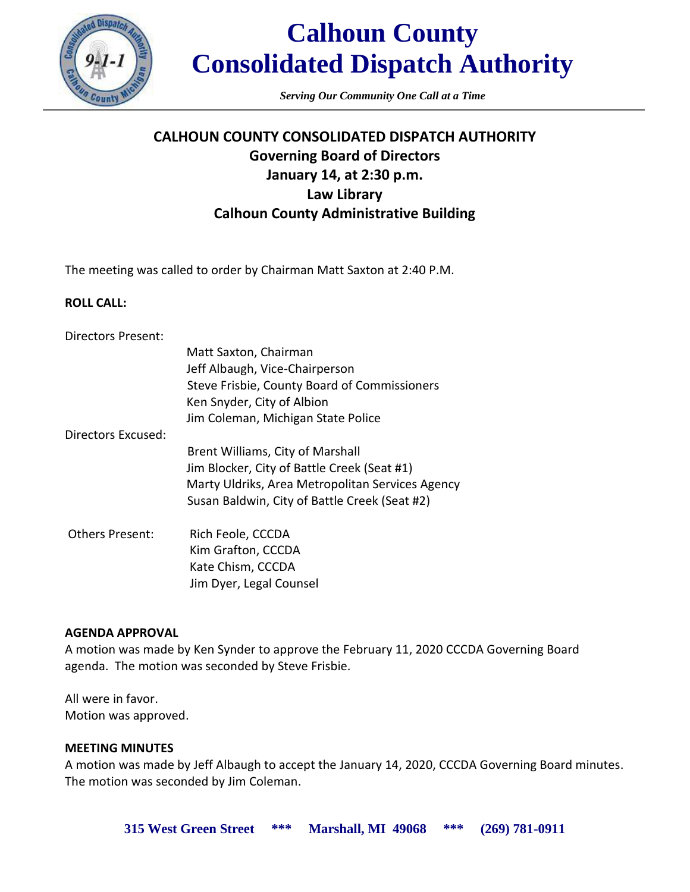# Calhoun County Consolidated Dispatch Authority

*Serving Our Community One Call at a Time*

## CALHOUN COUNTY CONSOLIDATED DISPATCH AUTHORITY
### Governing Board of Directors
### January 14, at 2:30 p.m.
### Law Library
### Calhoun County Administrative Building

The meeting was called to order by Chairman Matt Saxton at 2:40 P.M.

**ROLL CALL:**

Directors Present:
- Matt Saxton, Chairman
- Jeff Albaugh, Vice-Chairperson
- Steve Frisbie, County Board of Commissioners
- Ken Snyder, City of Albion
- Jim Coleman, Michigan State Police

Directors Excused:
- Brent Williams, City of Marshall
- Jim Blocker, City of Battle Creek (Seat #1)
- Marty Uldriks, Area Metropolitan Services Agency
- Susan Baldwin, City of Battle Creek (Seat #2)

Others Present:
- Rich Feole, CCCDA
- Kim Grafton, CCCDA
- Kate Chism, CCCDA
- Jim Dyer, Legal Counsel

**AGENDA APPROVAL**

A motion was made by Ken Synder to approve the February 11, 2020 CCCDA Governing Board agenda. The motion was seconded by Steve Frisbie.

All were in favor.
Motion was approved.

**MEETING MINUTES**

A motion was made by Jeff Albaugh to accept the January 14, 2020, CCCDA Governing Board minutes. The motion was seconded by Jim Coleman.

**315 West Green Street \*\*\* Marshall, MI 49068 \*\*\* (269) 781-0911**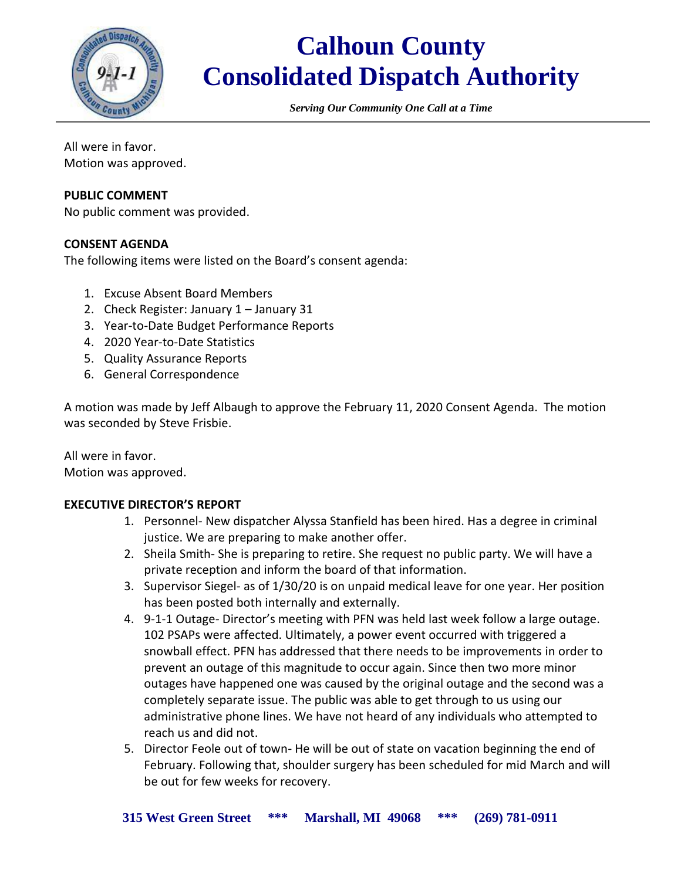All were in favor.
Motion was approved.

**PUBLIC COMMENT**
No public comment was provided.

**CONSENT AGENDA**
The following items were listed on the Board's consent agenda:

1. Excuse Absent Board Members
2. Check Register: January 1 – January 31
3. Year-to-Date Budget Performance Reports
4. 2020 Year-to-Date Statistics
5. Quality Assurance Reports
6. General Correspondence

A motion was made by Jeff Albaugh to approve the February 11, 2020 Consent Agenda. The motion was seconded by Steve Frisbie.

All were in favor.
Motion was approved.

**EXECUTIVE DIRECTOR'S REPORT**

1. Personnel- New dispatcher Alyssa Stanfield has been hired. Has a degree in criminal justice. We are preparing to make another offer.
2. Sheila Smith- She is preparing to retire. She request no public party. We will have a private reception and inform the board of that information.
3. Supervisor Siegel- as of 1/30/20 is on unpaid medical leave for one year. Her position has been posted both internally and externally.
4. 9-1-1 Outage- Director's meeting with PFN was held last week follow a large outage. 102 PSAPs were affected. Ultimately, a power event occurred with triggered a snowball effect. PFN has addressed that there needs to be improvements in order to prevent an outage of this magnitude to occur again. Since then two more minor outages have happened one was caused by the original outage and the second was a completely separate issue. The public was able to get through to us using our administrative phone lines. We have not heard of any individuals who attempted to reach us and did not.
5. Director Feole out of town- He will be out of state on vacation beginning the end of February. Following that, shoulder surgery has been scheduled for mid March and will be out for few weeks for recovery.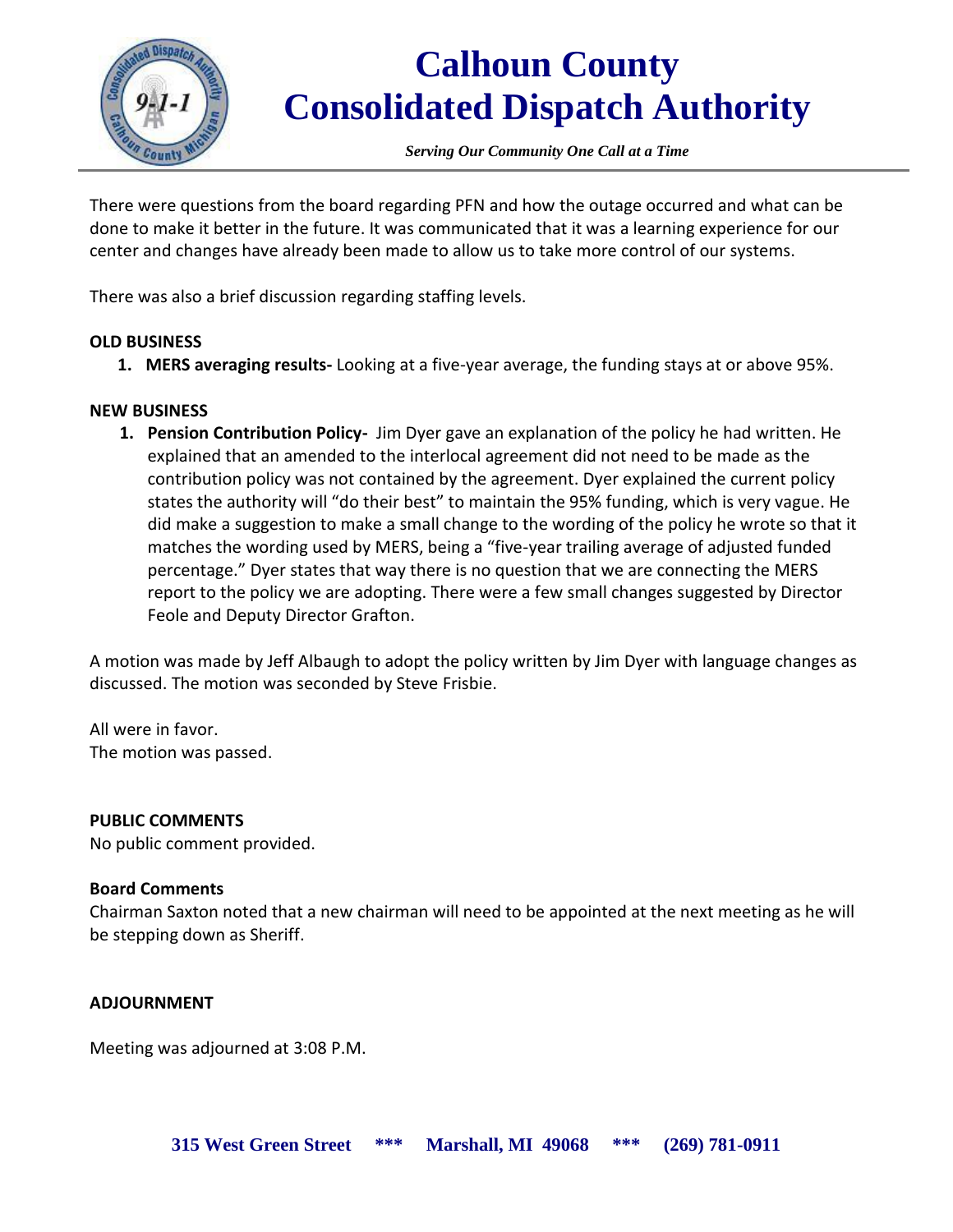There were questions from the board regarding PFN and how the outage occurred and what can be done to make it better in the future. It was communicated that it was a learning experience for our center and changes have already been made to allow us to take more control of our systems.

There was also a brief discussion regarding staffing levels.

**OLD BUSINESS**

1. **MERS averaging results-** Looking at a five-year average, the funding stays at or above 95%.

**NEW BUSINESS**

1. **Pension Contribution Policy-** Jim Dyer gave an explanation of the policy he had written. He explained that an amended to the interlocal agreement did not need to be made as the contribution policy was not contained by the agreement. Dyer explained the current policy states the authority will "do their best" to maintain the 95% funding, which is very vague. He did make a suggestion to make a small change to the wording of the policy he wrote so that it matches the wording used by MERS, being a "five-year trailing average of adjusted funded percentage." Dyer states that way there is no question that we are connecting the MERS report to the policy we are adopting. There were a few small changes suggested by Director Feole and Deputy Director Grafton.

A motion was made by Jeff Albaugh to adopt the policy written by Jim Dyer with language changes as discussed. The motion was seconded by Steve Frisbie.

All were in favor.
The motion was passed.

**PUBLIC COMMENTS**

No public comment provided.

**Board Comments**

Chairman Saxton noted that a new chairman will need to be appointed at the next meeting as he will be stepping down as Sheriff.

**ADJOURNMENT**

Meeting was adjourned at 3:08 P.M.